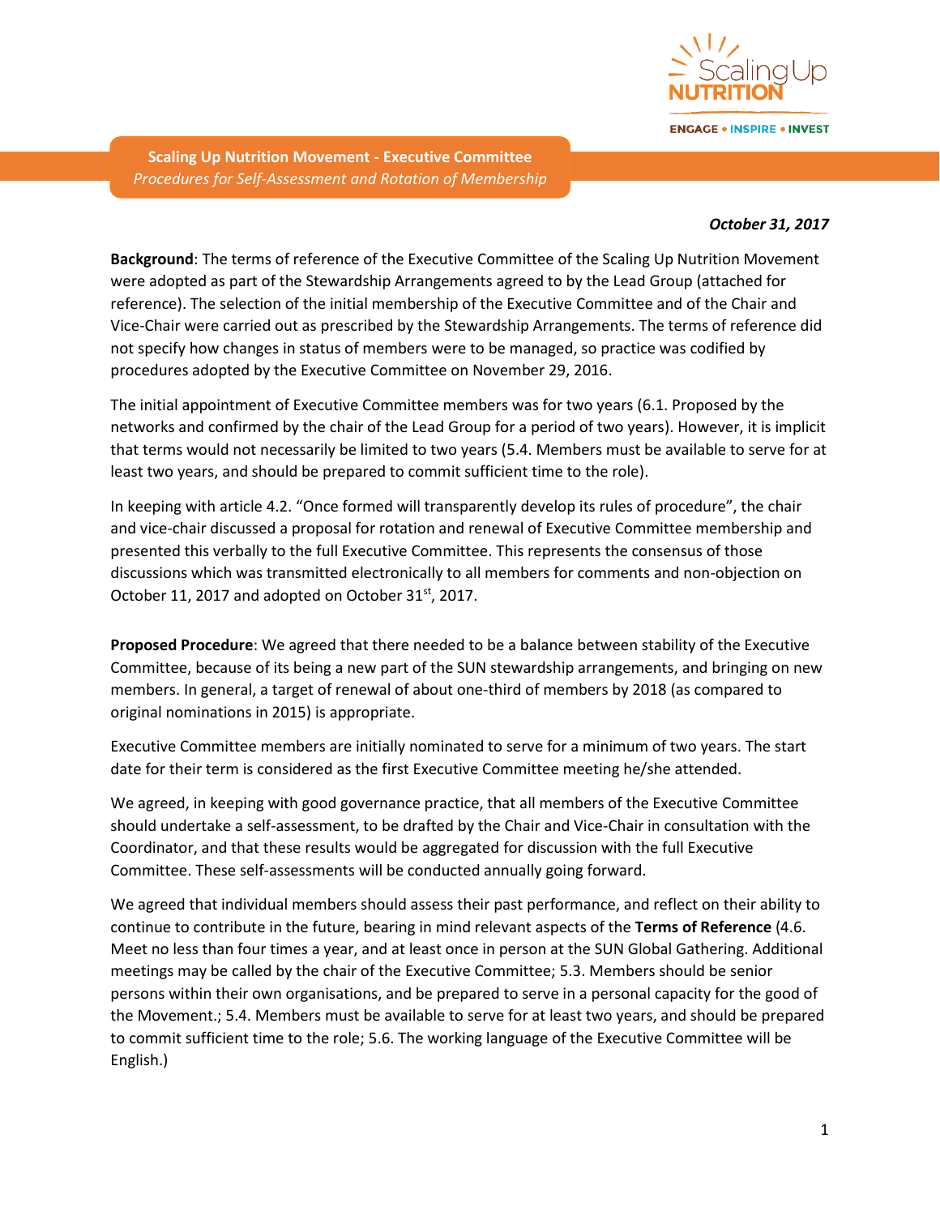**Scaling Up Nutrition Movement - Executive Committee**
*Procedures for Self-Assessment and Rotation of Membership*

***October 31, 2017***

**Background**: The terms of reference of the Executive Committee of the Scaling Up Nutrition Movement were adopted as part of the Stewardship Arrangements agreed to by the Lead Group (attached for reference). The selection of the initial membership of the Executive Committee and of the Chair and Vice-Chair were carried out as prescribed by the Stewardship Arrangements. The terms of reference did not specify how changes in status of members were to be managed, so practice was codified by procedures adopted by the Executive Committee on November 29, 2016.

The initial appointment of Executive Committee members was for two years (6.1. Proposed by the networks and confirmed by the chair of the Lead Group for a period of two years). However, it is implicit that terms would not necessarily be limited to two years (5.4. Members must be available to serve for at least two years, and should be prepared to commit sufficient time to the role).

In keeping with article 4.2. "Once formed will transparently develop its rules of procedure", the chair and vice-chair discussed a proposal for rotation and renewal of Executive Committee membership and presented this verbally to the full Executive Committee. This represents the consensus of those discussions which was transmitted electronically to all members for comments and non-objection on October 11, 2017 and adopted on October 31st, 2017.

**Proposed Procedure**: We agreed that there needed to be a balance between stability of the Executive Committee, because of its being a new part of the SUN stewardship arrangements, and bringing on new members. In general, a target of renewal of about one-third of members by 2018 (as compared to original nominations in 2015) is appropriate.

Executive Committee members are initially nominated to serve for a minimum of two years. The start date for their term is considered as the first Executive Committee meeting he/she attended.

We agreed, in keeping with good governance practice, that all members of the Executive Committee should undertake a self-assessment, to be drafted by the Chair and Vice-Chair in consultation with the Coordinator, and that these results would be aggregated for discussion with the full Executive Committee. These self-assessments will be conducted annually going forward.

We agreed that individual members should assess their past performance, and reflect on their ability to continue to contribute in the future, bearing in mind relevant aspects of the **Terms of Reference** (4.6. Meet no less than four times a year, and at least once in person at the SUN Global Gathering. Additional meetings may be called by the chair of the Executive Committee; 5.3. Members should be senior persons within their own organisations, and be prepared to serve in a personal capacity for the good of the Movement.; 5.4. Members must be available to serve for at least two years, and should be prepared to commit sufficient time to the role; 5.6. The working language of the Executive Committee will be English.)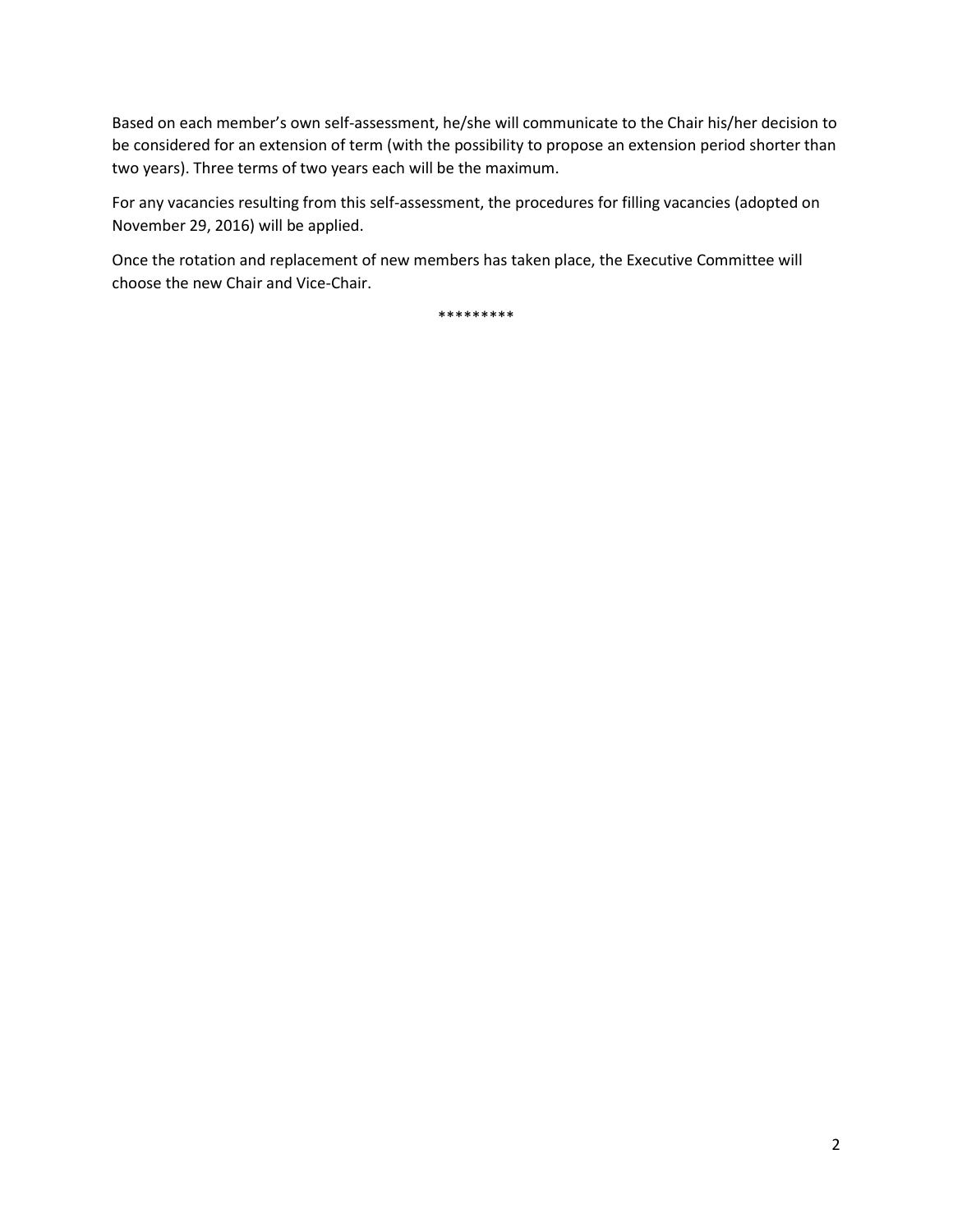Based on each member's own self-assessment, he/she will communicate to the Chair his/her decision to be considered for an extension of term (with the possibility to propose an extension period shorter than two years). Three terms of two years each will be the maximum.

For any vacancies resulting from this self-assessment, the procedures for filling vacancies (adopted on November 29, 2016) will be applied.

Once the rotation and replacement of new members has taken place, the Executive Committee will choose the new Chair and Vice-Chair.

*********